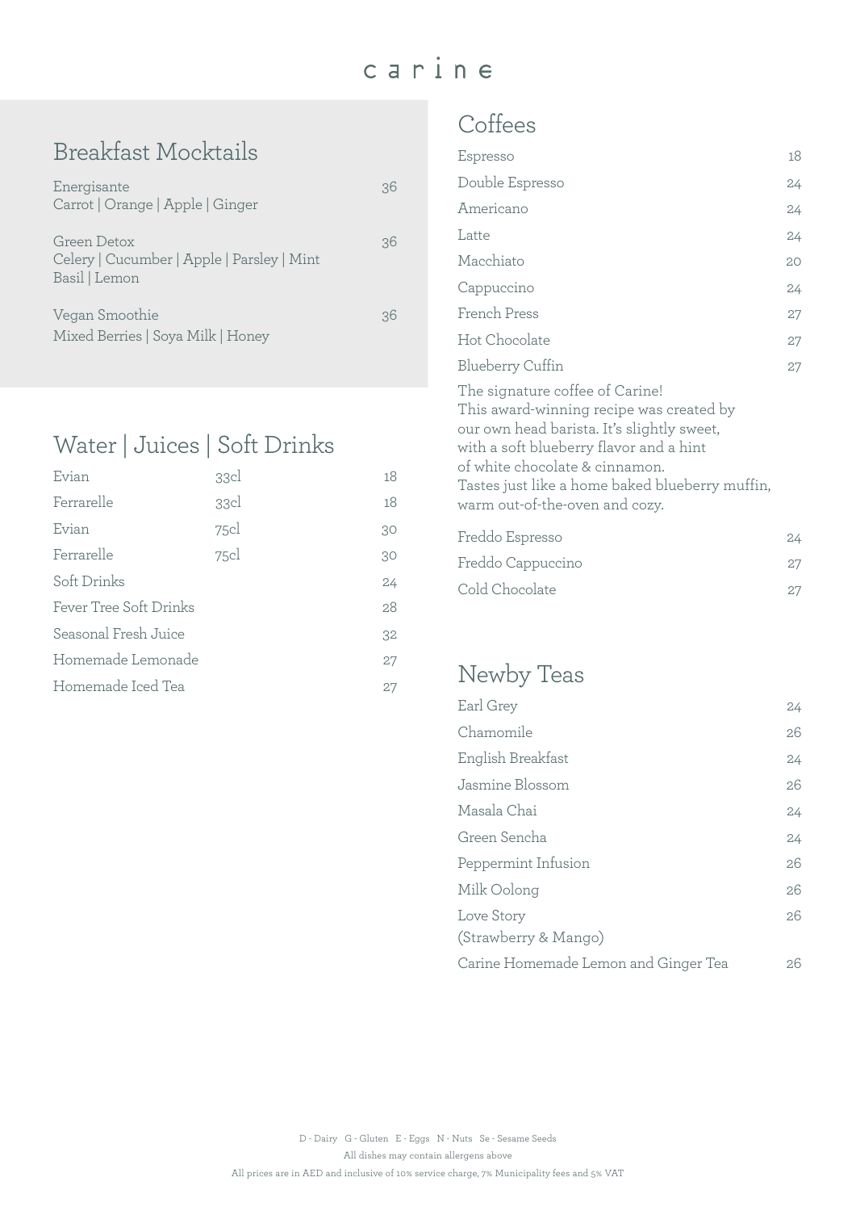# carine

## Breakfast Mocktails

| Item | Price |
| --- | --- |
| Energisante<br>Carrot \| Orange \| Apple \| Ginger | 36 |
| Green Detox<br>Celery \| Cucumber \| Apple \| Parsley \| Mint Basil \| Lemon | 36 |
| Vegan Smoothie<br>Mixed Berries \| Soya Milk \| Honey | 36 |

## Water | Juices | Soft Drinks

| Item | Size | Price |
| --- | --- | --- |
| Evian | 33cl | 18 |
| Ferrarelle | 33cl | 18 |
| Evian | 75cl | 30 |
| Ferrarelle | 75cl | 30 |
| Soft Drinks | | 24 |
| Fever Tree Soft Drinks | | 28 |
| Seasonal Fresh Juice | | 32 |
| Homemade Lemonade | | 27 |
| Homemade Iced Tea | | 27 |

## Coffees

| Item | Price |
| --- | --- |
| Espresso | 18 |
| Double Espresso | 24 |
| Americano | 24 |
| Latte | 24 |
| Macchiato | 20 |
| Cappuccino | 24 |
| French Press | 27 |
| Hot Chocolate | 27 |
| Blueberry Cuffin | 27 |

The signature coffee of Carine!
This award-winning recipe was created by our own head barista. It's slightly sweet, with a soft blueberry flavor and a hint of white chocolate & cinnamon.
Tastes just like a home baked blueberry muffin, warm out-of-the-oven and cozy.

| Item | Price |
| --- | --- |
| Freddo Espresso | 24 |
| Freddo Cappuccino | 27 |
| Cold Chocolate | 27 |

## Newby Teas

| Item | Price |
| --- | --- |
| Earl Grey | 24 |
| Chamomile | 26 |
| English Breakfast | 24 |
| Jasmine Blossom | 26 |
| Masala Chai | 24 |
| Green Sencha | 24 |
| Peppermint Infusion | 26 |
| Milk Oolong | 26 |
| Love Story<br>(Strawberry & Mango) | 26 |
| Carine Homemade Lemon and Ginger Tea | 26 |

D - Dairy G - Gluten E - Eggs N - Nuts Se - Sesame Seeds

All dishes may contain allergens above

All prices are in AED and inclusive of 10% service charge, 7% Municipality fees and 5% VAT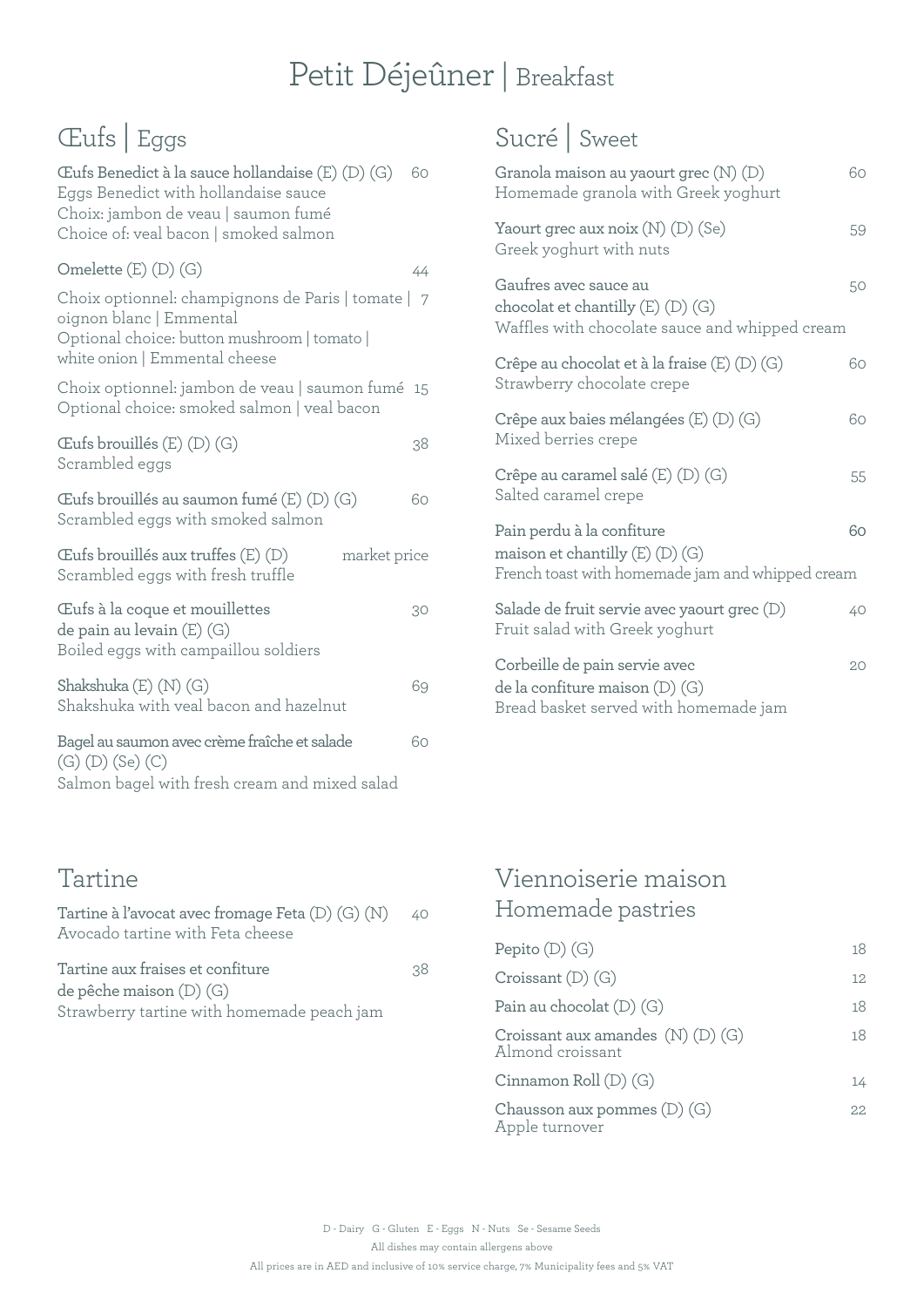# Petit Déjeûner | Breakfast

## Œufs | Eggs

**Œufs Benedict à la sauce hollandaise (E) (D) (G)** 60
Eggs Benedict with hollandaise sauce
Choix: jambon de veau | saumon fumé
Choice of: veal bacon | smoked salmon

**Omelette (E) (D) (G)** 44

Choix optionnel: champignons de Paris | tomate | oignon blanc | Emmental 7
Optional choice: button mushroom | tomato | white onion | Emmental cheese

Choix optionnel: jambon de veau | saumon fumé 15
Optional choice: smoked salmon | veal bacon

**Œufs brouillés (E) (D) (G)** 38
Scrambled eggs

**Œufs brouillés au saumon fumé (E) (D) (G)** 60
Scrambled eggs with smoked salmon

**Œufs brouillés aux truffes (E) (D)** market price
Scrambled eggs with fresh truffle

**Œufs à la coque et mouillettes de pain au levain (E) (G)** 30
Boiled eggs with campaillou soldiers

**Shakshuka (E) (N) (G)** 69
Shakshuka with veal bacon and hazelnut

**Bagel au saumon avec crème fraîche et salade (G) (D) (Se) (C)** 60
Salmon bagel with fresh cream and mixed salad

## Sucré | Sweet

**Granola maison au yaourt grec (N) (D)** 60
Homemade granola with Greek yoghurt

**Yaourt grec aux noix (N) (D) (Se)** 59
Greek yoghurt with nuts

**Gaufres avec sauce au chocolat et chantilly (E) (D) (G)** 50
Waffles with chocolate sauce and whipped cream

**Crêpe au chocolat et à la fraise (E) (D) (G)** 60
Strawberry chocolate crepe

**Crêpe aux baies mélangées (E) (D) (G)** 60
Mixed berries crepe

**Crêpe au caramel salé (E) (D) (G)** 55
Salted caramel crepe

**Pain perdu à la confiture maison et chantilly (E) (D) (G)** 60
French toast with homemade jam and whipped cream

**Salade de fruit servie avec yaourt grec (D)** 40
Fruit salad with Greek yoghurt

**Corbeille de pain servie avec de la confiture maison (D) (G)** 20
Bread basket served with homemade jam

## Tartine

**Tartine à l'avocat avec fromage Feta (D) (G) (N)** 40
Avocado tartine with Feta cheese

**Tartine aux fraises et confiture de pêche maison (D) (G)** 38
Strawberry tartine with homemade peach jam

## Viennoiserie maison
## Homemade pastries

**Pepito (D) (G)** 18

**Croissant (D) (G)** 12

**Pain au chocolat (D) (G)** 18

**Croissant aux amandes (N) (D) (G)** 18
Almond croissant

**Cinnamon Roll (D) (G)** 14

**Chausson aux pommes (D) (G)** 22
Apple turnover

D - Dairy G - Gluten E - Eggs N - Nuts Se - Sesame Seeds

All dishes may contain allergens above

All prices are in AED and inclusive of 10% service charge, 7% Municipality fees and 5% VAT